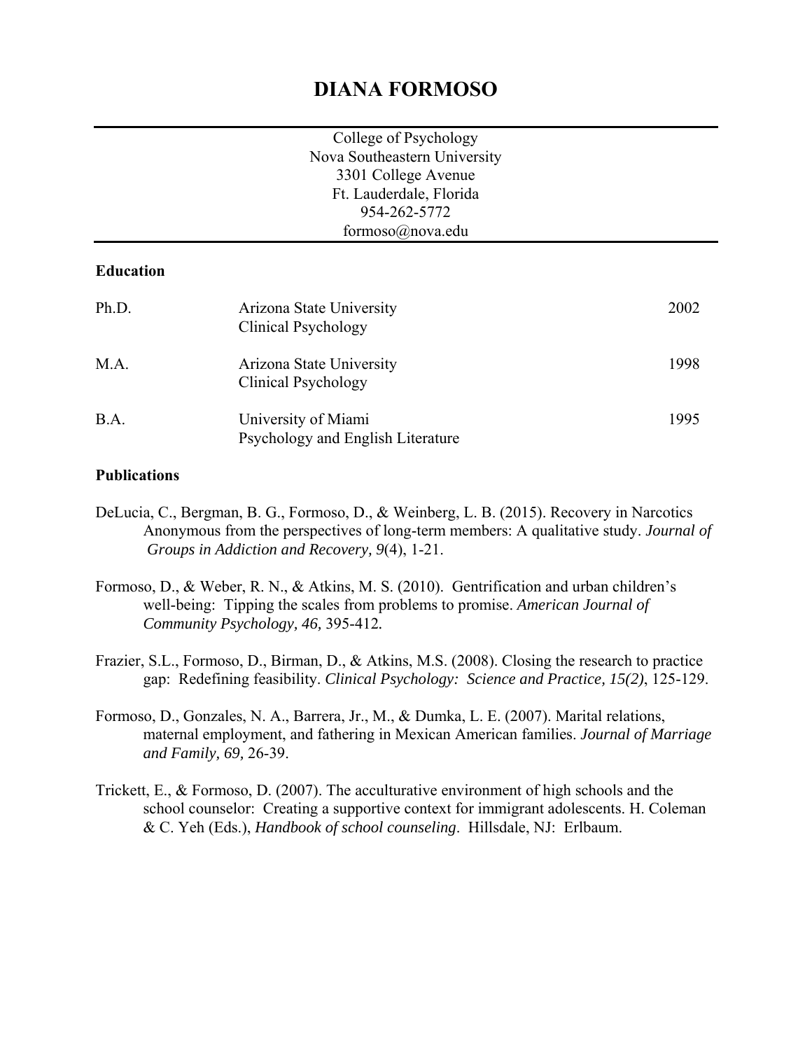# DIANA FORMOSO

College of Psychology
Nova Southeastern University
3301 College Avenue
Ft. Lauderdale, Florida
954-262-5772
formoso@nova.edu

## Education

| | | |
|---|---|---|
| Ph.D. | Arizona State University<br>Clinical Psychology | 2002 |
| M.A. | Arizona State University<br>Clinical Psychology | 1998 |
| B.A. | University of Miami<br>Psychology and English Literature | 1995 |

## Publications

DeLucia, C., Bergman, B. G., Formoso, D., & Weinberg, L. B. (2015). Recovery in Narcotics Anonymous from the perspectives of long-term members: A qualitative study. *Journal of Groups in Addiction and Recovery, 9*(4), 1-21.

Formoso, D., & Weber, R. N., & Atkins, M. S. (2010). Gentrification and urban children's well-being: Tipping the scales from problems to promise. *American Journal of Community Psychology, 46,* 395-412.

Frazier, S.L., Formoso, D., Birman, D., & Atkins, M.S. (2008). Closing the research to practice gap: Redefining feasibility. *Clinical Psychology: Science and Practice, 15(2)*, 125-129.

Formoso, D., Gonzales, N. A., Barrera, Jr., M., & Dumka, L. E. (2007). Marital relations, maternal employment, and fathering in Mexican American families. *Journal of Marriage and Family, 69,* 26-39.

Trickett, E., & Formoso, D. (2007). The acculturative environment of high schools and the school counselor: Creating a supportive context for immigrant adolescents. H. Coleman & C. Yeh (Eds.), *Handbook of school counseling*. Hillsdale, NJ: Erlbaum.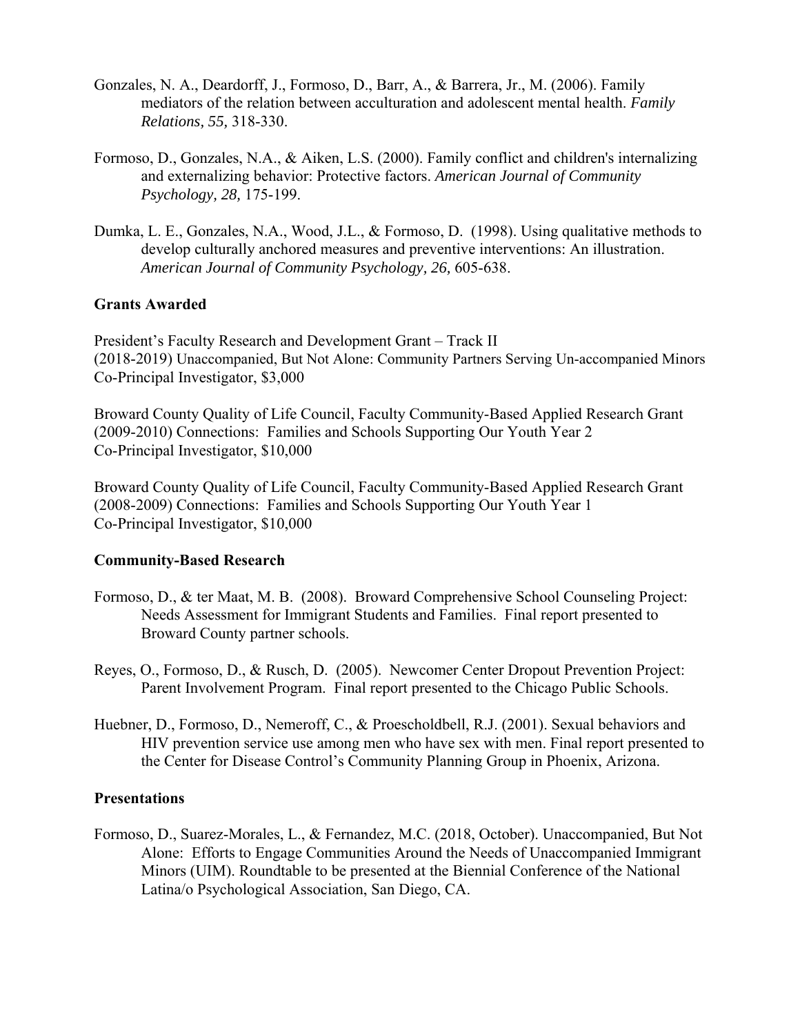Gonzales, N. A., Deardorff, J., Formoso, D., Barr, A., & Barrera, Jr., M. (2006). Family mediators of the relation between acculturation and adolescent mental health. *Family Relations, 55,* 318-330.

Formoso, D., Gonzales, N.A., & Aiken, L.S. (2000). Family conflict and children's internalizing and externalizing behavior: Protective factors. *American Journal of Community Psychology, 28,* 175-199.

Dumka, L. E., Gonzales, N.A., Wood, J.L., & Formoso, D. (1998). Using qualitative methods to develop culturally anchored measures and preventive interventions: An illustration. *American Journal of Community Psychology, 26,* 605-638.

**Grants Awarded**

President's Faculty Research and Development Grant – Track II
(2018-2019) Unaccompanied, But Not Alone: Community Partners Serving Un-accompanied Minors
Co-Principal Investigator, $3,000

Broward County Quality of Life Council, Faculty Community-Based Applied Research Grant
(2009-2010) Connections: Families and Schools Supporting Our Youth Year 2
Co-Principal Investigator, $10,000

Broward County Quality of Life Council, Faculty Community-Based Applied Research Grant
(2008-2009) Connections: Families and Schools Supporting Our Youth Year 1
Co-Principal Investigator, $10,000

**Community-Based Research**

Formoso, D., & ter Maat, M. B. (2008). Broward Comprehensive School Counseling Project: Needs Assessment for Immigrant Students and Families. Final report presented to Broward County partner schools.

Reyes, O., Formoso, D., & Rusch, D. (2005). Newcomer Center Dropout Prevention Project: Parent Involvement Program. Final report presented to the Chicago Public Schools.

Huebner, D., Formoso, D., Nemeroff, C., & Proescholdbell, R.J. (2001). Sexual behaviors and HIV prevention service use among men who have sex with men. Final report presented to the Center for Disease Control's Community Planning Group in Phoenix, Arizona.

**Presentations**

Formoso, D., Suarez-Morales, L., & Fernandez, M.C. (2018, October). Unaccompanied, But Not Alone: Efforts to Engage Communities Around the Needs of Unaccompanied Immigrant Minors (UIM). Roundtable to be presented at the Biennial Conference of the National Latina/o Psychological Association, San Diego, CA.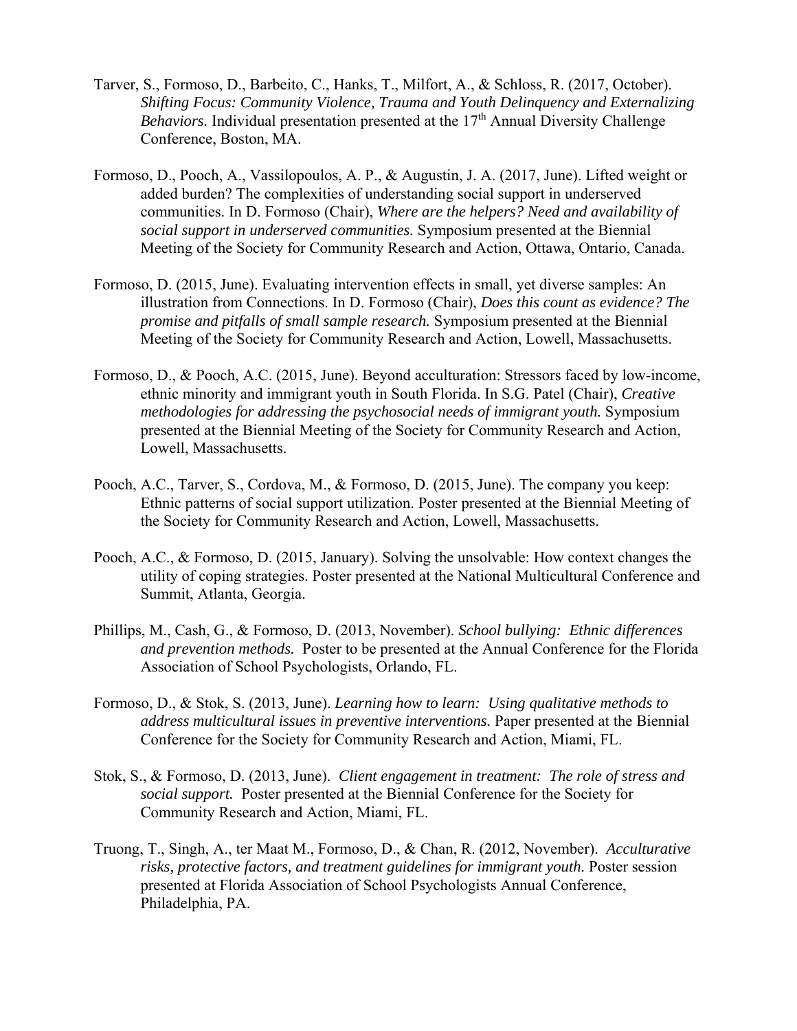Tarver, S., Formoso, D., Barbeito, C., Hanks, T., Milfort, A., & Schloss, R. (2017, October). *Shifting Focus: Community Violence, Trauma and Youth Delinquency and Externalizing Behaviors.* Individual presentation presented at the 17th Annual Diversity Challenge Conference, Boston, MA.

Formoso, D., Pooch, A., Vassilopoulos, A. P., & Augustin, J. A. (2017, June). Lifted weight or added burden? The complexities of understanding social support in underserved communities. In D. Formoso (Chair), *Where are the helpers? Need and availability of social support in underserved communities.* Symposium presented at the Biennial Meeting of the Society for Community Research and Action, Ottawa, Ontario, Canada.

Formoso, D. (2015, June). Evaluating intervention effects in small, yet diverse samples: An illustration from Connections. In D. Formoso (Chair), *Does this count as evidence? The promise and pitfalls of small sample research.* Symposium presented at the Biennial Meeting of the Society for Community Research and Action, Lowell, Massachusetts.

Formoso, D., & Pooch, A.C. (2015, June). Beyond acculturation: Stressors faced by low-income, ethnic minority and immigrant youth in South Florida. In S.G. Patel (Chair), *Creative methodologies for addressing the psychosocial needs of immigrant youth.* Symposium presented at the Biennial Meeting of the Society for Community Research and Action, Lowell, Massachusetts.

Pooch, A.C., Tarver, S., Cordova, M., & Formoso, D. (2015, June). The company you keep: Ethnic patterns of social support utilization. Poster presented at the Biennial Meeting of the Society for Community Research and Action, Lowell, Massachusetts.

Pooch, A.C., & Formoso, D. (2015, January). Solving the unsolvable: How context changes the utility of coping strategies. Poster presented at the National Multicultural Conference and Summit, Atlanta, Georgia.

Phillips, M., Cash, G., & Formoso, D. (2013, November). *School bullying: Ethnic differences and prevention methods.* Poster to be presented at the Annual Conference for the Florida Association of School Psychologists, Orlando, FL.

Formoso, D., & Stok, S. (2013, June). *Learning how to learn: Using qualitative methods to address multicultural issues in preventive interventions.* Paper presented at the Biennial Conference for the Society for Community Research and Action, Miami, FL.

Stok, S., & Formoso, D. (2013, June). *Client engagement in treatment: The role of stress and social support.* Poster presented at the Biennial Conference for the Society for Community Research and Action, Miami, FL.

Truong, T., Singh, A., ter Maat M., Formoso, D., & Chan, R. (2012, November). *Acculturative risks, protective factors, and treatment guidelines for immigrant youth.* Poster session presented at Florida Association of School Psychologists Annual Conference, Philadelphia, PA.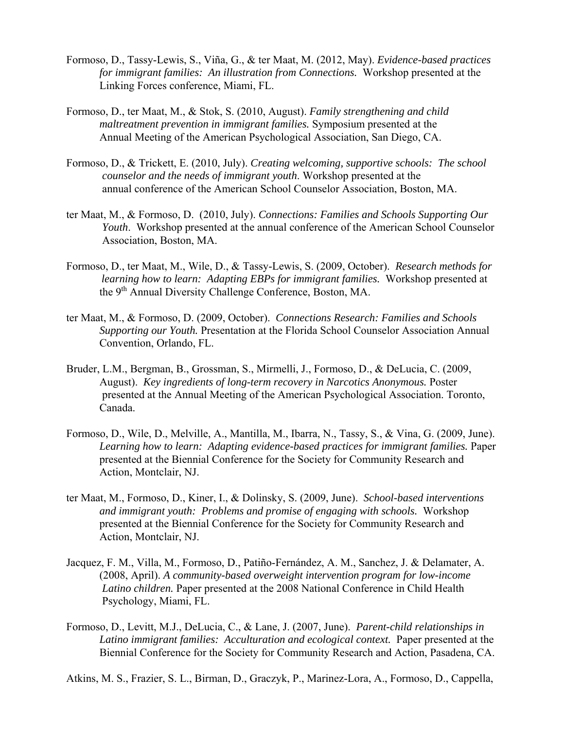Formoso, D., Tassy-Lewis, S., Viña, G., & ter Maat, M. (2012, May). *Evidence-based practices for immigrant families: An illustration from Connections.* Workshop presented at the Linking Forces conference, Miami, FL.

Formoso, D., ter Maat, M., & Stok, S. (2010, August). *Family strengthening and child maltreatment prevention in immigrant families.* Symposium presented at the Annual Meeting of the American Psychological Association, San Diego, CA.

Formoso, D., & Trickett, E. (2010, July). *Creating welcoming, supportive schools: The school counselor and the needs of immigrant youth*. Workshop presented at the annual conference of the American School Counselor Association, Boston, MA.

ter Maat, M., & Formoso, D. (2010, July). *Connections: Families and Schools Supporting Our Youth*. Workshop presented at the annual conference of the American School Counselor Association, Boston, MA.

Formoso, D., ter Maat, M., Wile, D., & Tassy-Lewis, S. (2009, October). *Research methods for learning how to learn: Adapting EBPs for immigrant families.* Workshop presented at the 9th Annual Diversity Challenge Conference, Boston, MA.

ter Maat, M., & Formoso, D. (2009, October). *Connections Research: Families and Schools Supporting our Youth.* Presentation at the Florida School Counselor Association Annual Convention, Orlando, FL.

Bruder, L.M., Bergman, B., Grossman, S., Mirmelli, J., Formoso, D., & DeLucia, C. (2009, August). *Key ingredients of long-term recovery in Narcotics Anonymous.* Poster presented at the Annual Meeting of the American Psychological Association. Toronto, Canada.

Formoso, D., Wile, D., Melville, A., Mantilla, M., Ibarra, N., Tassy, S., & Vina, G. (2009, June). *Learning how to learn: Adapting evidence-based practices for immigrant families.* Paper presented at the Biennial Conference for the Society for Community Research and Action, Montclair, NJ.

ter Maat, M., Formoso, D., Kiner, I., & Dolinsky, S. (2009, June). *School-based interventions and immigrant youth: Problems and promise of engaging with schools.* Workshop presented at the Biennial Conference for the Society for Community Research and Action, Montclair, NJ.

Jacquez, F. M., Villa, M., Formoso, D., Patiño-Fernández, A. M., Sanchez, J. & Delamater, A. (2008, April). *A community-based overweight intervention program for low-income Latino children.* Paper presented at the 2008 National Conference in Child Health Psychology, Miami, FL.

Formoso, D., Levitt, M.J., DeLucia, C., & Lane, J. (2007, June). *Parent-child relationships in Latino immigrant families: Acculturation and ecological context.* Paper presented at the Biennial Conference for the Society for Community Research and Action, Pasadena, CA.

Atkins, M. S., Frazier, S. L., Birman, D., Graczyk, P., Marinez-Lora, A., Formoso, D., Cappella,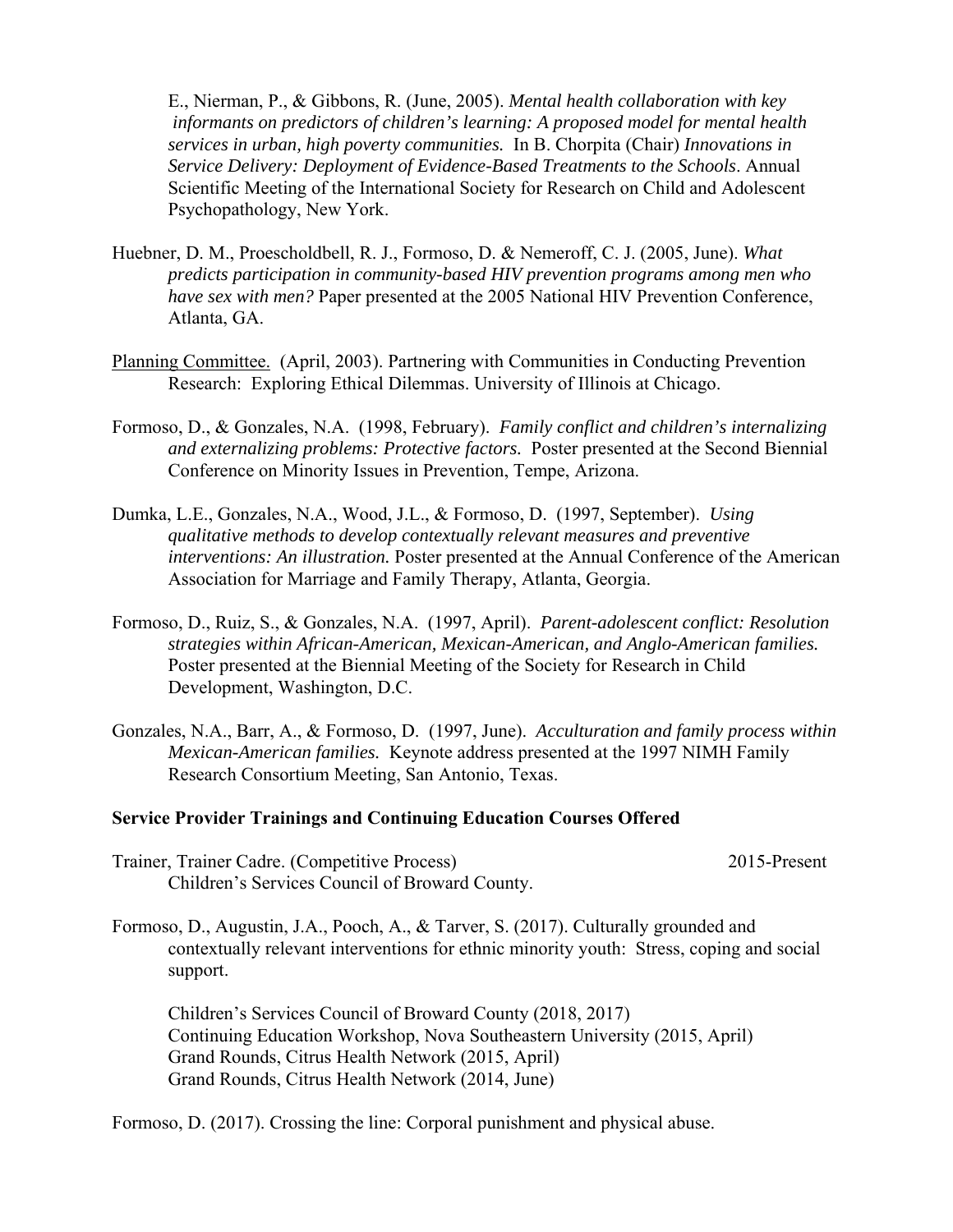E., Nierman, P., & Gibbons, R. (June, 2005). *Mental health collaboration with key informants on predictors of children's learning: A proposed model for mental health services in urban, high poverty communities.* In B. Chorpita (Chair) *Innovations in Service Delivery: Deployment of Evidence-Based Treatments to the Schools*. Annual Scientific Meeting of the International Society for Research on Child and Adolescent Psychopathology, New York.

Huebner, D. M., Proescholdbell, R. J., Formoso, D. & Nemeroff, C. J. (2005, June). *What predicts participation in community-based HIV prevention programs among men who have sex with men?* Paper presented at the 2005 National HIV Prevention Conference, Atlanta, GA.

Planning Committee. (April, 2003). Partnering with Communities in Conducting Prevention Research: Exploring Ethical Dilemmas. University of Illinois at Chicago.

Formoso, D., & Gonzales, N.A. (1998, February). *Family conflict and children's internalizing and externalizing problems: Protective factors.* Poster presented at the Second Biennial Conference on Minority Issues in Prevention, Tempe, Arizona.

Dumka, L.E., Gonzales, N.A., Wood, J.L., & Formoso, D. (1997, September). *Using qualitative methods to develop contextually relevant measures and preventive interventions: An illustration.* Poster presented at the Annual Conference of the American Association for Marriage and Family Therapy, Atlanta, Georgia.

Formoso, D., Ruiz, S., & Gonzales, N.A. (1997, April). *Parent-adolescent conflict: Resolution strategies within African-American, Mexican-American, and Anglo-American families.* Poster presented at the Biennial Meeting of the Society for Research in Child Development, Washington, D.C.

Gonzales, N.A., Barr, A., & Formoso, D. (1997, June). *Acculturation and family process within Mexican-American families.* Keynote address presented at the 1997 NIMH Family Research Consortium Meeting, San Antonio, Texas.

**Service Provider Trainings and Continuing Education Courses Offered**

Trainer, Trainer Cadre. (Competitive Process) 2015-Present
Children's Services Council of Broward County.

Formoso, D., Augustin, J.A., Pooch, A., & Tarver, S. (2017). Culturally grounded and contextually relevant interventions for ethnic minority youth: Stress, coping and social support.

Children's Services Council of Broward County (2018, 2017)
Continuing Education Workshop, Nova Southeastern University (2015, April)
Grand Rounds, Citrus Health Network (2015, April)
Grand Rounds, Citrus Health Network (2014, June)

Formoso, D. (2017). Crossing the line: Corporal punishment and physical abuse.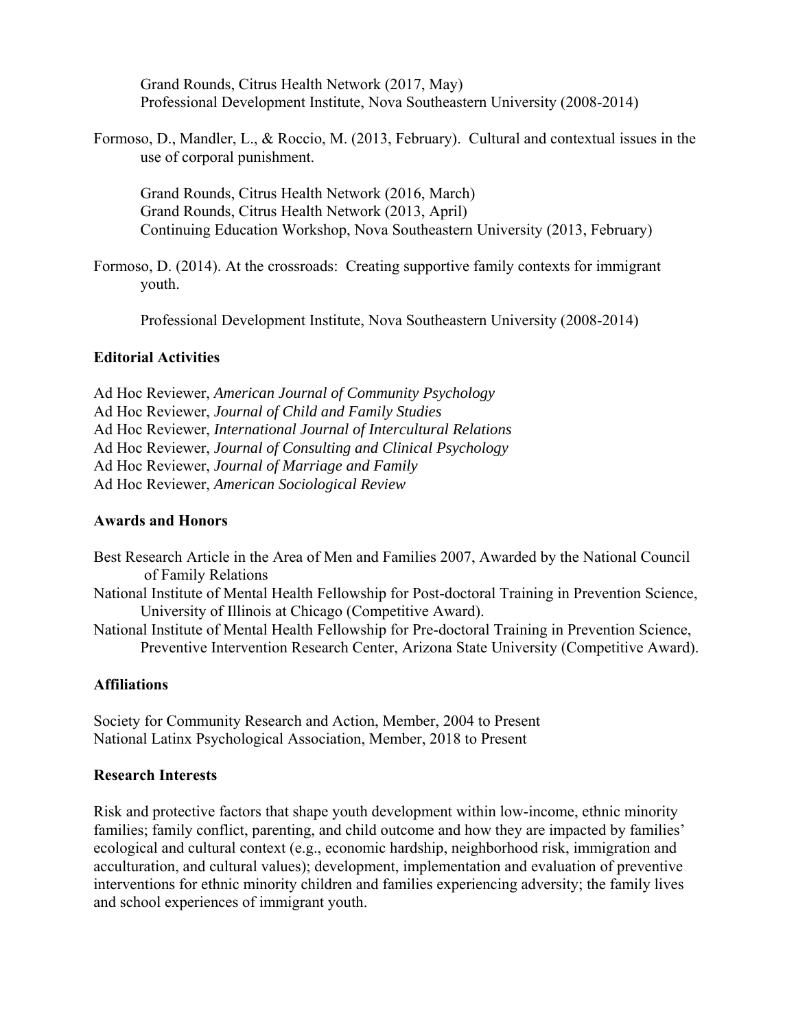Grand Rounds, Citrus Health Network (2017, May)
Professional Development Institute, Nova Southeastern University (2008-2014)

Formoso, D., Mandler, L., & Roccio, M. (2013, February). Cultural and contextual issues in the use of corporal punishment.

Grand Rounds, Citrus Health Network (2016, March)
Grand Rounds, Citrus Health Network (2013, April)
Continuing Education Workshop, Nova Southeastern University (2013, February)

Formoso, D. (2014). At the crossroads: Creating supportive family contexts for immigrant youth.

Professional Development Institute, Nova Southeastern University (2008-2014)

**Editorial Activities**

Ad Hoc Reviewer, *American Journal of Community Psychology*
Ad Hoc Reviewer, *Journal of Child and Family Studies*
Ad Hoc Reviewer, *International Journal of Intercultural Relations*
Ad Hoc Reviewer, *Journal of Consulting and Clinical Psychology*
Ad Hoc Reviewer, *Journal of Marriage and Family*
Ad Hoc Reviewer, *American Sociological Review*

**Awards and Honors**

Best Research Article in the Area of Men and Families 2007, Awarded by the National Council of Family Relations
National Institute of Mental Health Fellowship for Post-doctoral Training in Prevention Science, University of Illinois at Chicago (Competitive Award).
National Institute of Mental Health Fellowship for Pre-doctoral Training in Prevention Science, Preventive Intervention Research Center, Arizona State University (Competitive Award).

**Affiliations**

Society for Community Research and Action, Member, 2004 to Present
National Latinx Psychological Association, Member, 2018 to Present

**Research Interests**

Risk and protective factors that shape youth development within low-income, ethnic minority families; family conflict, parenting, and child outcome and how they are impacted by families' ecological and cultural context (e.g., economic hardship, neighborhood risk, immigration and acculturation, and cultural values); development, implementation and evaluation of preventive interventions for ethnic minority children and families experiencing adversity; the family lives and school experiences of immigrant youth.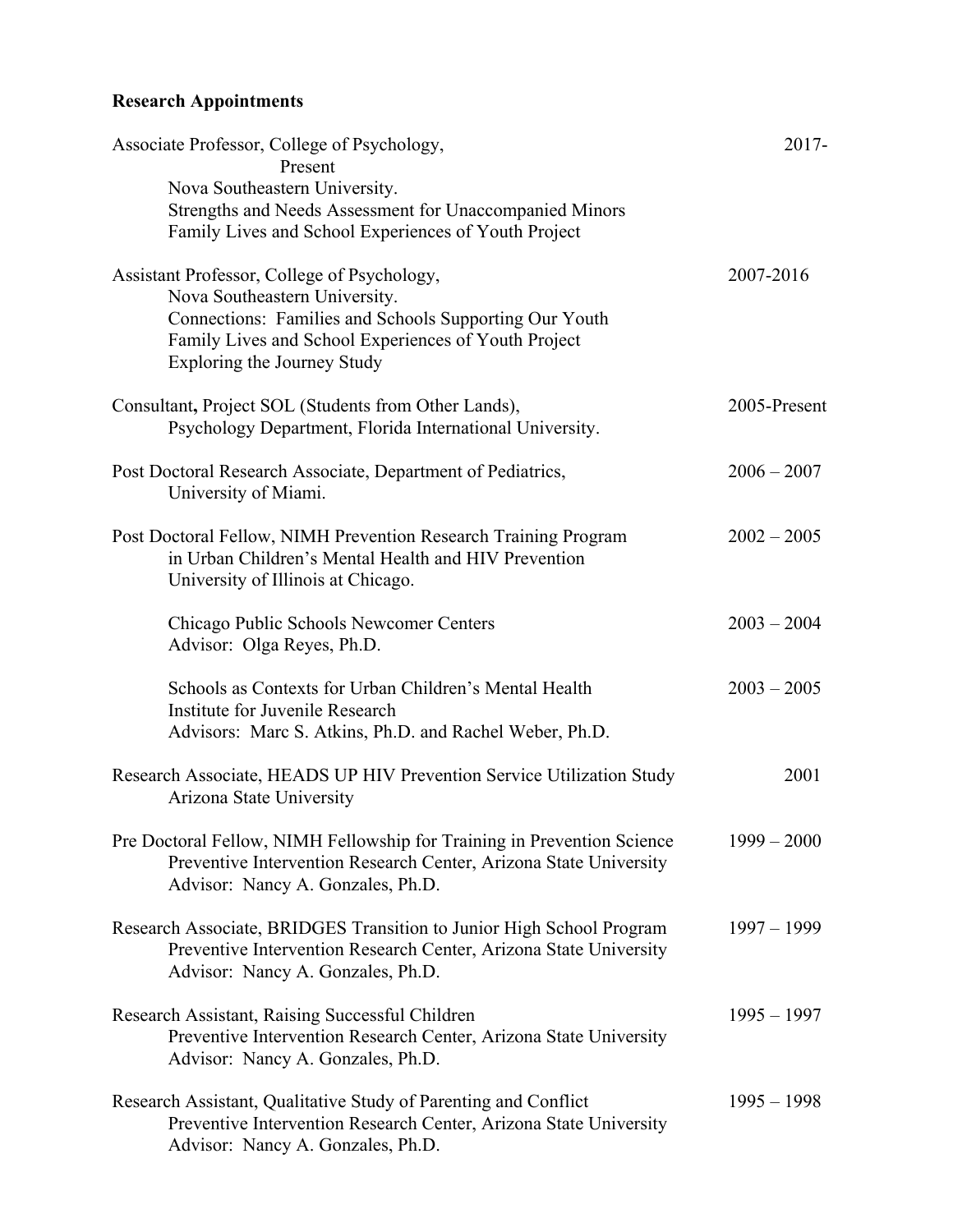**Research Appointments**

Associate Professor, College of Psychology, 2017-Present
Nova Southeastern University.
Strengths and Needs Assessment for Unaccompanied Minors
Family Lives and School Experiences of Youth Project

Assistant Professor, College of Psychology, 2007-2016
Nova Southeastern University.
Connections: Families and Schools Supporting Our Youth
Family Lives and School Experiences of Youth Project
Exploring the Journey Study

Consultant**,** Project SOL (Students from Other Lands), 2005-Present
Psychology Department, Florida International University.

Post Doctoral Research Associate, Department of Pediatrics, 2006 – 2007
University of Miami.

Post Doctoral Fellow, NIMH Prevention Research Training Program 2002 – 2005
in Urban Children's Mental Health and HIV Prevention
University of Illinois at Chicago.

Chicago Public Schools Newcomer Centers 2003 – 2004
Advisor: Olga Reyes, Ph.D.

Schools as Contexts for Urban Children's Mental Health 2003 – 2005
Institute for Juvenile Research
Advisors: Marc S. Atkins, Ph.D. and Rachel Weber, Ph.D.

Research Associate, HEADS UP HIV Prevention Service Utilization Study 2001
Arizona State University

Pre Doctoral Fellow, NIMH Fellowship for Training in Prevention Science 1999 – 2000
Preventive Intervention Research Center, Arizona State University
Advisor: Nancy A. Gonzales, Ph.D.

Research Associate, BRIDGES Transition to Junior High School Program 1997 – 1999
Preventive Intervention Research Center, Arizona State University
Advisor: Nancy A. Gonzales, Ph.D.

Research Assistant, Raising Successful Children 1995 – 1997
Preventive Intervention Research Center, Arizona State University
Advisor: Nancy A. Gonzales, Ph.D.

Research Assistant, Qualitative Study of Parenting and Conflict 1995 – 1998
Preventive Intervention Research Center, Arizona State University
Advisor: Nancy A. Gonzales, Ph.D.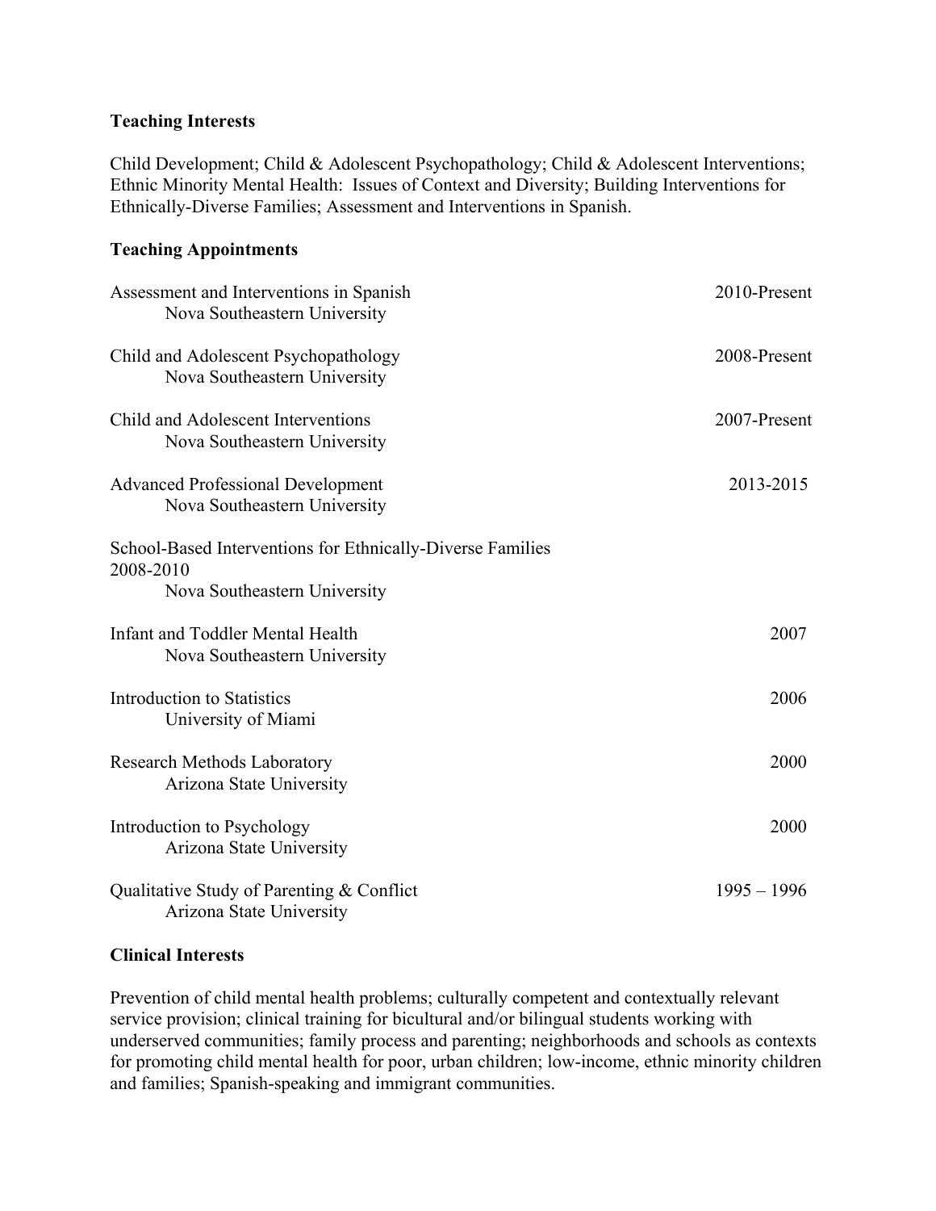**Teaching Interests**

Child Development; Child & Adolescent Psychopathology; Child & Adolescent Interventions; Ethnic Minority Mental Health: Issues of Context and Diversity; Building Interventions for Ethnically-Diverse Families; Assessment and Interventions in Spanish.

**Teaching Appointments**

Assessment and Interventions in Spanish — 2010-Present
Nova Southeastern University

Child and Adolescent Psychopathology — 2008-Present
Nova Southeastern University

Child and Adolescent Interventions — 2007-Present
Nova Southeastern University

Advanced Professional Development — 2013-2015
Nova Southeastern University

School-Based Interventions for Ethnically-Diverse Families
2008-2010
Nova Southeastern University

Infant and Toddler Mental Health — 2007
Nova Southeastern University

Introduction to Statistics — 2006
University of Miami

Research Methods Laboratory — 2000
Arizona State University

Introduction to Psychology — 2000
Arizona State University

Qualitative Study of Parenting & Conflict — 1995 – 1996
Arizona State University

**Clinical Interests**

Prevention of child mental health problems; culturally competent and contextually relevant service provision; clinical training for bicultural and/or bilingual students working with underserved communities; family process and parenting; neighborhoods and schools as contexts for promoting child mental health for poor, urban children; low-income, ethnic minority children and families; Spanish-speaking and immigrant communities.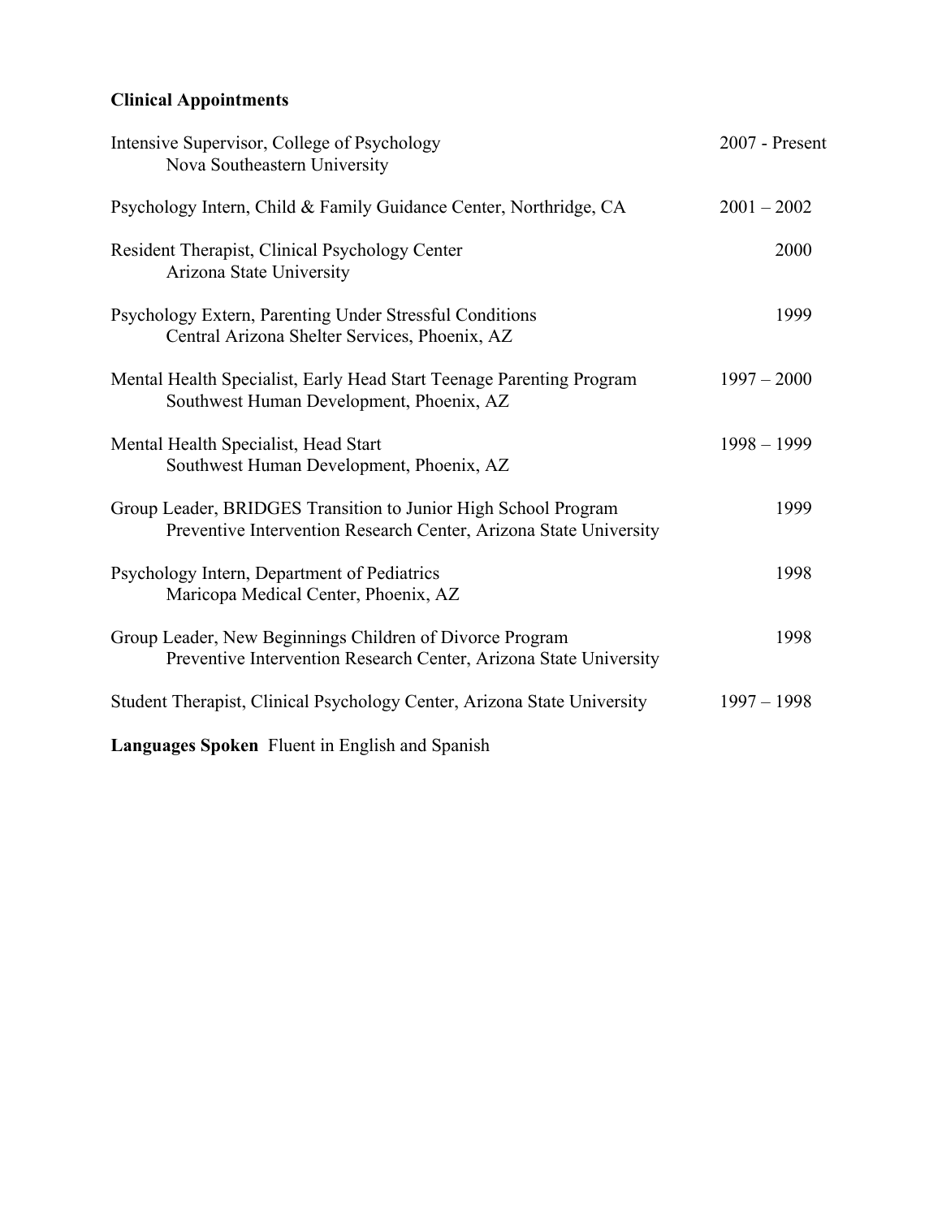**Clinical Appointments**

Intensive Supervisor, College of Psychology — 2007 - Present
Nova Southeastern University

Psychology Intern, Child & Family Guidance Center, Northridge, CA — 2001 – 2002

Resident Therapist, Clinical Psychology Center — 2000
Arizona State University

Psychology Extern, Parenting Under Stressful Conditions — 1999
Central Arizona Shelter Services, Phoenix, AZ

Mental Health Specialist, Early Head Start Teenage Parenting Program — 1997 – 2000
Southwest Human Development, Phoenix, AZ

Mental Health Specialist, Head Start — 1998 – 1999
Southwest Human Development, Phoenix, AZ

Group Leader, BRIDGES Transition to Junior High School Program — 1999
Preventive Intervention Research Center, Arizona State University

Psychology Intern, Department of Pediatrics — 1998
Maricopa Medical Center, Phoenix, AZ

Group Leader, New Beginnings Children of Divorce Program — 1998
Preventive Intervention Research Center, Arizona State University

Student Therapist, Clinical Psychology Center, Arizona State University — 1997 – 1998

**Languages Spoken** Fluent in English and Spanish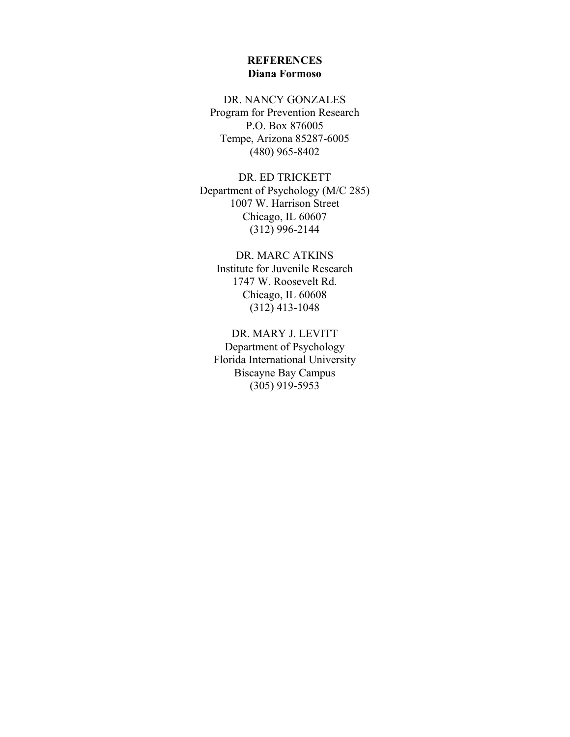**REFERENCES**
**Diana Formoso**

DR. NANCY GONZALES
Program for Prevention Research
P.O. Box 876005
Tempe, Arizona 85287-6005
(480) 965-8402

DR. ED TRICKETT
Department of Psychology (M/C 285)
1007 W. Harrison Street
Chicago, IL 60607
(312) 996-2144

DR. MARC ATKINS
Institute for Juvenile Research
1747 W. Roosevelt Rd.
Chicago, IL 60608
(312) 413-1048

DR. MARY J. LEVITT
Department of Psychology
Florida International University
Biscayne Bay Campus
(305) 919-5953